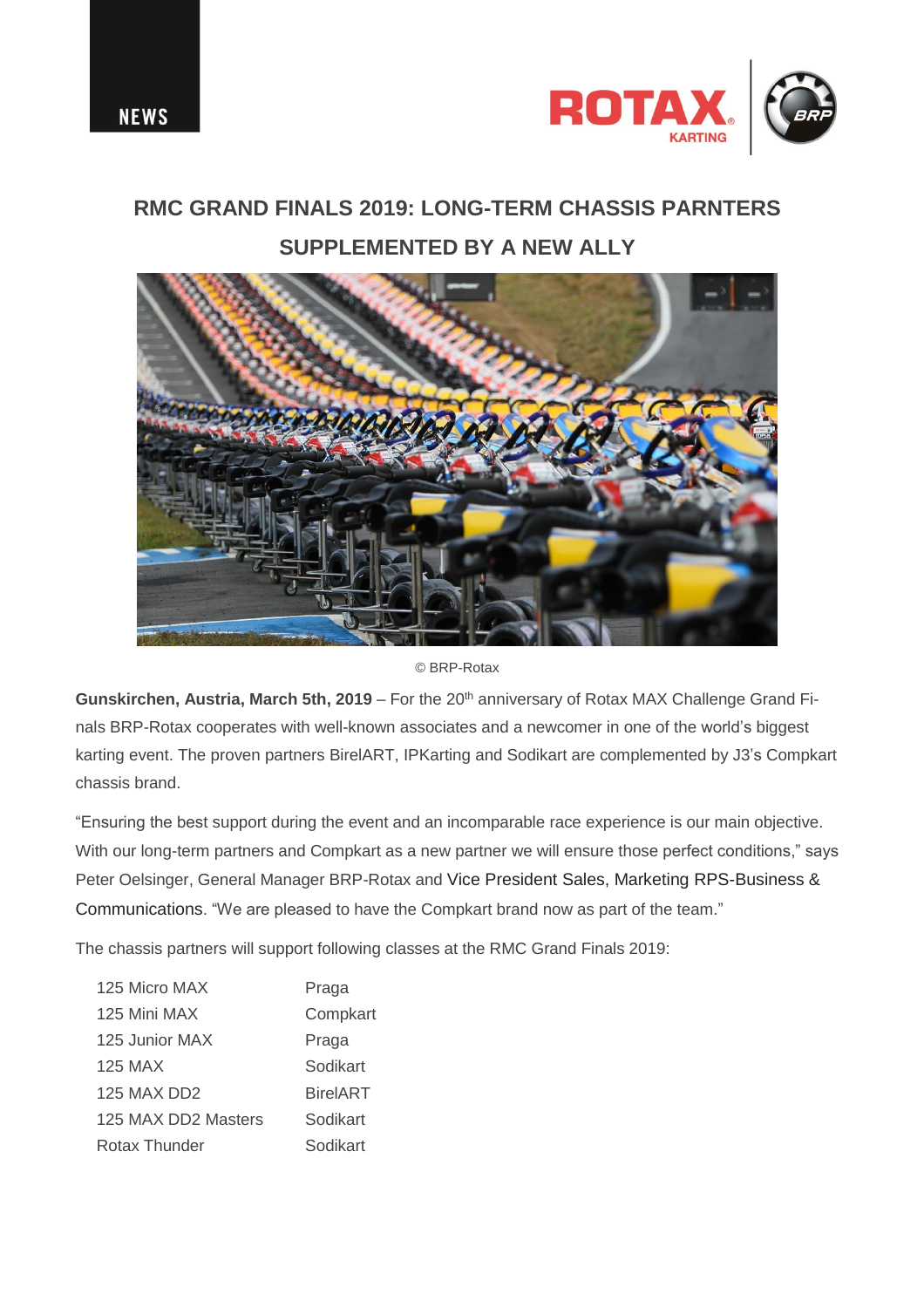NEWS

# RMC GRAND FINALS 2019: LONG-TERM CHASSIS PARNTERS SUPPLEMENTED BY A NEW ALLY

© BRP-Rotax

**Gunskirchen, Austria, March 5th, 2019** – For the 20th anniversary of Rotax MAX Challenge Grand Finals BRP-Rotax cooperates with well-known associates and a newcomer in one of the world's biggest karting event. The proven partners BirelART, IPKarting and Sodikart are complemented by J3's Compkart chassis brand.

"Ensuring the best support during the event and an incomparable race experience is our main objective. With our long-term partners and Compkart as a new partner we will ensure those perfect conditions," says Peter Oelsinger, General Manager BRP-Rotax and Vice President Sales, Marketing RPS-Business & Communications. "We are pleased to have the Compkart brand now as part of the team."

The chassis partners will support following classes at the RMC Grand Finals 2019:

| | |
|---|---|
| 125 Micro MAX | Praga |
| 125 Mini MAX | Compkart |
| 125 Junior MAX | Praga |
| 125 MAX | Sodikart |
| 125 MAX DD2 | BirelART |
| 125 MAX DD2 Masters | Sodikart |
| Rotax Thunder | Sodikart |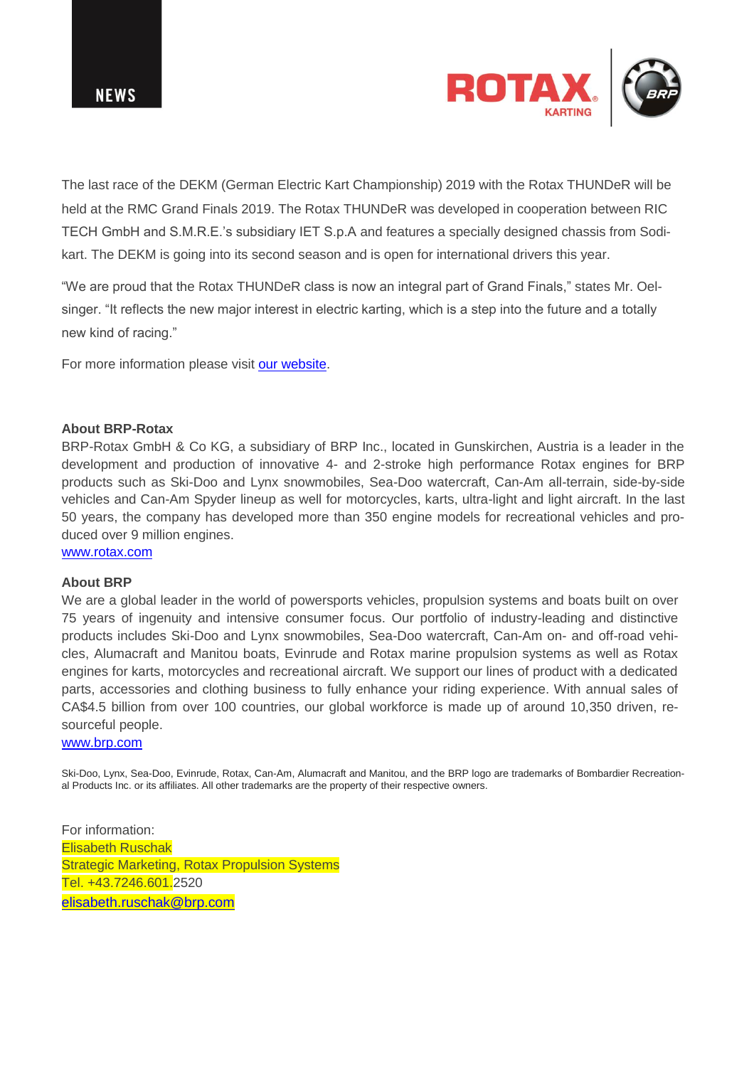The last race of the DEKM (German Electric Kart Championship) 2019 with the Rotax THUNDeR will be held at the RMC Grand Finals 2019. The Rotax THUNDeR was developed in cooperation between RIC TECH GmbH and S.M.R.E.'s subsidiary IET S.p.A and features a specially designed chassis from Sodi-kart. The DEKM is going into its second season and is open for international drivers this year.

"We are proud that the Rotax THUNDeR class is now an integral part of Grand Finals," states Mr. Oel-singer. "It reflects the new major interest in electric karting, which is a step into the future and a totally new kind of racing."

For more information please visit our website.

**About BRP-Rotax**
BRP-Rotax GmbH & Co KG, a subsidiary of BRP Inc., located in Gunskirchen, Austria is a leader in the development and production of innovative 4- and 2-stroke high performance Rotax engines for BRP products such as Ski-Doo and Lynx snowmobiles, Sea-Doo watercraft, Can-Am all-terrain, side-by-side vehicles and Can-Am Spyder lineup as well for motorcycles, karts, ultra-light and light aircraft. In the last 50 years, the company has developed more than 350 engine models for recreational vehicles and pro-duced over 9 million engines.
www.rotax.com

**About BRP**
We are a global leader in the world of powersports vehicles, propulsion systems and boats built on over 75 years of ingenuity and intensive consumer focus. Our portfolio of industry-leading and distinctive products includes Ski-Doo and Lynx snowmobiles, Sea-Doo watercraft, Can-Am on- and off-road vehi-cles, Alumacraft and Manitou boats, Evinrude and Rotax marine propulsion systems as well as Rotax engines for karts, motorcycles and recreational aircraft. We support our lines of product with a dedicated parts, accessories and clothing business to fully enhance your riding experience. With annual sales of CA$4.5 billion from over 100 countries, our global workforce is made up of around 10,350 driven, re-sourceful people.
www.brp.com

Ski-Doo, Lynx, Sea-Doo, Evinrude, Rotax, Can-Am, Alumacraft and Manitou, and the BRP logo are trademarks of Bombardier Recreation-al Products Inc. or its affiliates. All other trademarks are the property of their respective owners.

For information:
Elisabeth Ruschak
Strategic Marketing, Rotax Propulsion Systems
Tel. +43.7246.601.2520
elisabeth.ruschak@brp.com